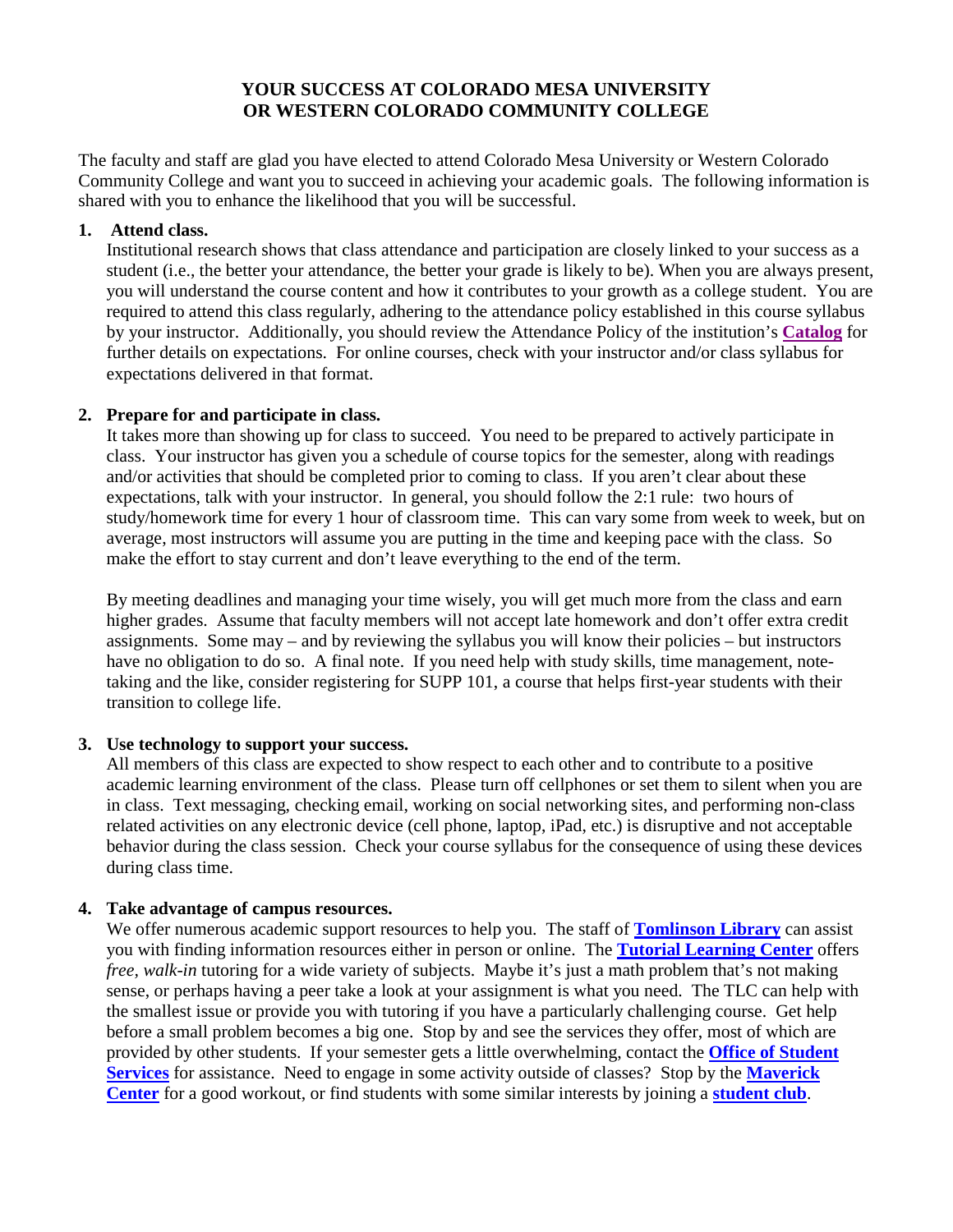# YOUR SUCCESS AT COLORADO MESA UNIVERSITY OR WESTERN COLORADO COMMUNITY COLLEGE

The faculty and staff are glad you have elected to attend Colorado Mesa University or Western Colorado Community College and want you to succeed in achieving your academic goals. The following information is shared with you to enhance the likelihood that you will be successful.

1. **Attend class.**
   Institutional research shows that class attendance and participation are closely linked to your success as a student (i.e., the better your attendance, the better your grade is likely to be). When you are always present, you will understand the course content and how it contributes to your growth as a college student. You are required to attend this class regularly, adhering to the attendance policy established in this course syllabus by your instructor. Additionally, you should review the Attendance Policy of the institution's **Catalog** for further details on expectations. For online courses, check with your instructor and/or class syllabus for expectations delivered in that format.

2. **Prepare for and participate in class.**
   It takes more than showing up for class to succeed. You need to be prepared to actively participate in class. Your instructor has given you a schedule of course topics for the semester, along with readings and/or activities that should be completed prior to coming to class. If you aren't clear about these expectations, talk with your instructor. In general, you should follow the 2:1 rule: two hours of study/homework time for every 1 hour of classroom time. This can vary some from week to week, but on average, most instructors will assume you are putting in the time and keeping pace with the class. So make the effort to stay current and don't leave everything to the end of the term.

   By meeting deadlines and managing your time wisely, you will get much more from the class and earn higher grades. Assume that faculty members will not accept late homework and don't offer extra credit assignments. Some may – and by reviewing the syllabus you will know their policies – but instructors have no obligation to do so. A final note. If you need help with study skills, time management, note-taking and the like, consider registering for SUPP 101, a course that helps first-year students with their transition to college life.

3. **Use technology to support your success.**
   All members of this class are expected to show respect to each other and to contribute to a positive academic learning environment of the class. Please turn off cellphones or set them to silent when you are in class. Text messaging, checking email, working on social networking sites, and performing non-class related activities on any electronic device (cell phone, laptop, iPad, etc.) is disruptive and not acceptable behavior during the class session. Check your course syllabus for the consequence of using these devices during class time.

4. **Take advantage of campus resources.**
   We offer numerous academic support resources to help you. The staff of **Tomlinson Library** can assist you with finding information resources either in person or online. The **Tutorial Learning Center** offers *free, walk-in* tutoring for a wide variety of subjects. Maybe it's just a math problem that's not making sense, or perhaps having a peer take a look at your assignment is what you need. The TLC can help with the smallest issue or provide you with tutoring if you have a particularly challenging course. Get help before a small problem becomes a big one. Stop by and see the services they offer, most of which are provided by other students. If your semester gets a little overwhelming, contact the **Office of Student Services** for assistance. Need to engage in some activity outside of classes? Stop by the **Maverick Center** for a good workout, or find students with some similar interests by joining a **student club**.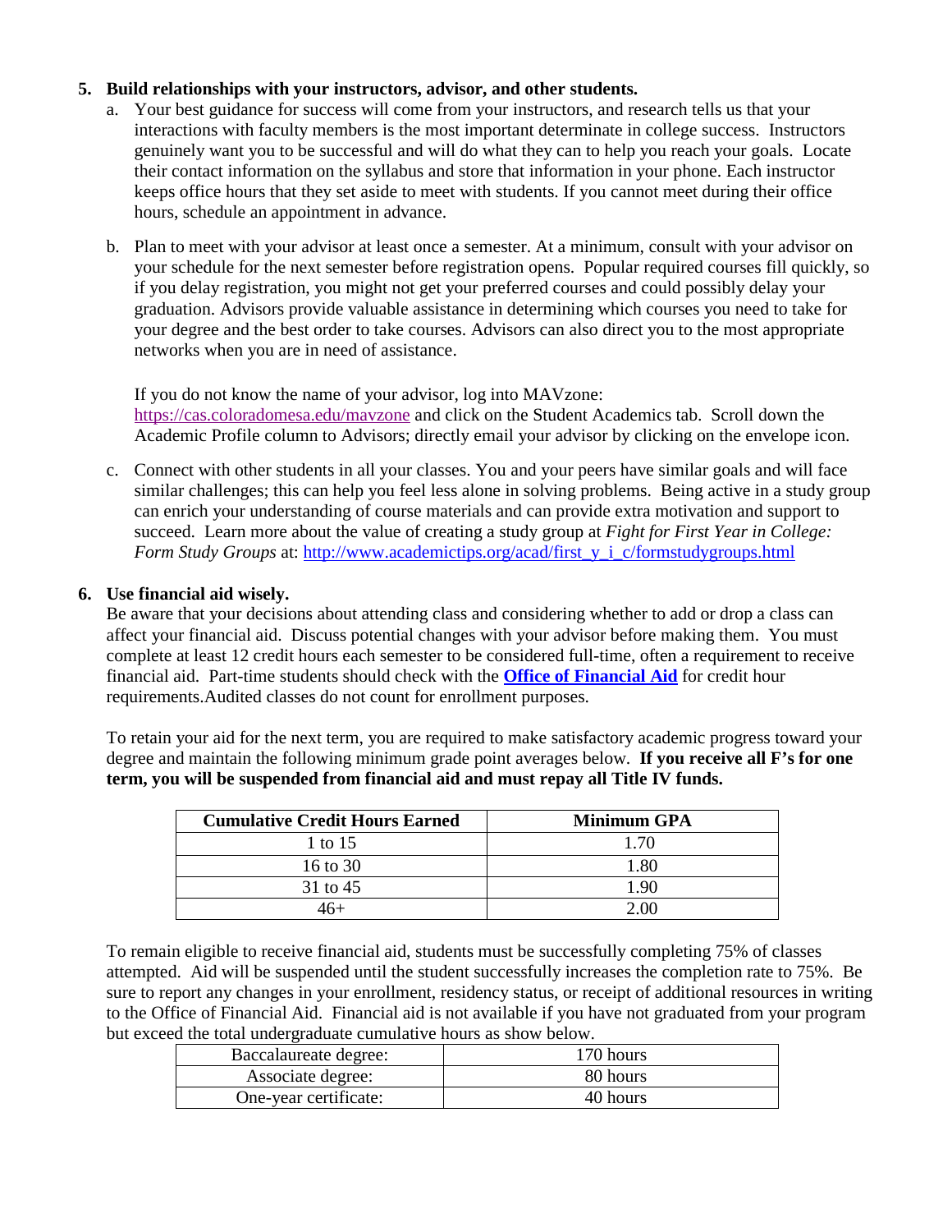5. **Build relationships with your instructors, advisor, and other students.**
   a. Your best guidance for success will come from your instructors, and research tells us that your interactions with faculty members is the most important determinate in college success. Instructors genuinely want you to be successful and will do what they can to help you reach your goals. Locate their contact information on the syllabus and store that information in your phone. Each instructor keeps office hours that they set aside to meet with students. If you cannot meet during their office hours, schedule an appointment in advance.

   b. Plan to meet with your advisor at least once a semester. At a minimum, consult with your advisor on your schedule for the next semester before registration opens. Popular required courses fill quickly, so if you delay registration, you might not get your preferred courses and could possibly delay your graduation. Advisors provide valuable assistance in determining which courses you need to take for your degree and the best order to take courses. Advisors can also direct you to the most appropriate networks when you are in need of assistance.

      If you do not know the name of your advisor, log into MAVzone: https://cas.coloradomesa.edu/mavzone and click on the Student Academics tab. Scroll down the Academic Profile column to Advisors; directly email your advisor by clicking on the envelope icon.

   c. Connect with other students in all your classes. You and your peers have similar goals and will face similar challenges; this can help you feel less alone in solving problems. Being active in a study group can enrich your understanding of course materials and can provide extra motivation and support to succeed. Learn more about the value of creating a study group at *Fight for First Year in College: Form Study Groups* at: http://www.academictips.org/acad/first_y_i_c/formstudygroups.html

6. **Use financial aid wisely.**
   Be aware that your decisions about attending class and considering whether to add or drop a class can affect your financial aid. Discuss potential changes with your advisor before making them. You must complete at least 12 credit hours each semester to be considered full-time, often a requirement to receive financial aid. Part-time students should check with the **Office of Financial Aid** for credit hour requirements.Audited classes do not count for enrollment purposes.

   To retain your aid for the next term, you are required to make satisfactory academic progress toward your degree and maintain the following minimum grade point averages below. **If you receive all F's for one term, you will be suspended from financial aid and must repay all Title IV funds.**

| Cumulative Credit Hours Earned | Minimum GPA |
|---|---|
| 1 to 15 | 1.70 |
| 16 to 30 | 1.80 |
| 31 to 45 | 1.90 |
| 46+ | 2.00 |

   To remain eligible to receive financial aid, students must be successfully completing 75% of classes attempted. Aid will be suspended until the student successfully increases the completion rate to 75%. Be sure to report any changes in your enrollment, residency status, or receipt of additional resources in writing to the Office of Financial Aid. Financial aid is not available if you have not graduated from your program but exceed the total undergraduate cumulative hours as show below.

| | |
|---|---|
| Baccalaureate degree: | 170 hours |
| Associate degree: | 80 hours |
| One-year certificate: | 40 hours |